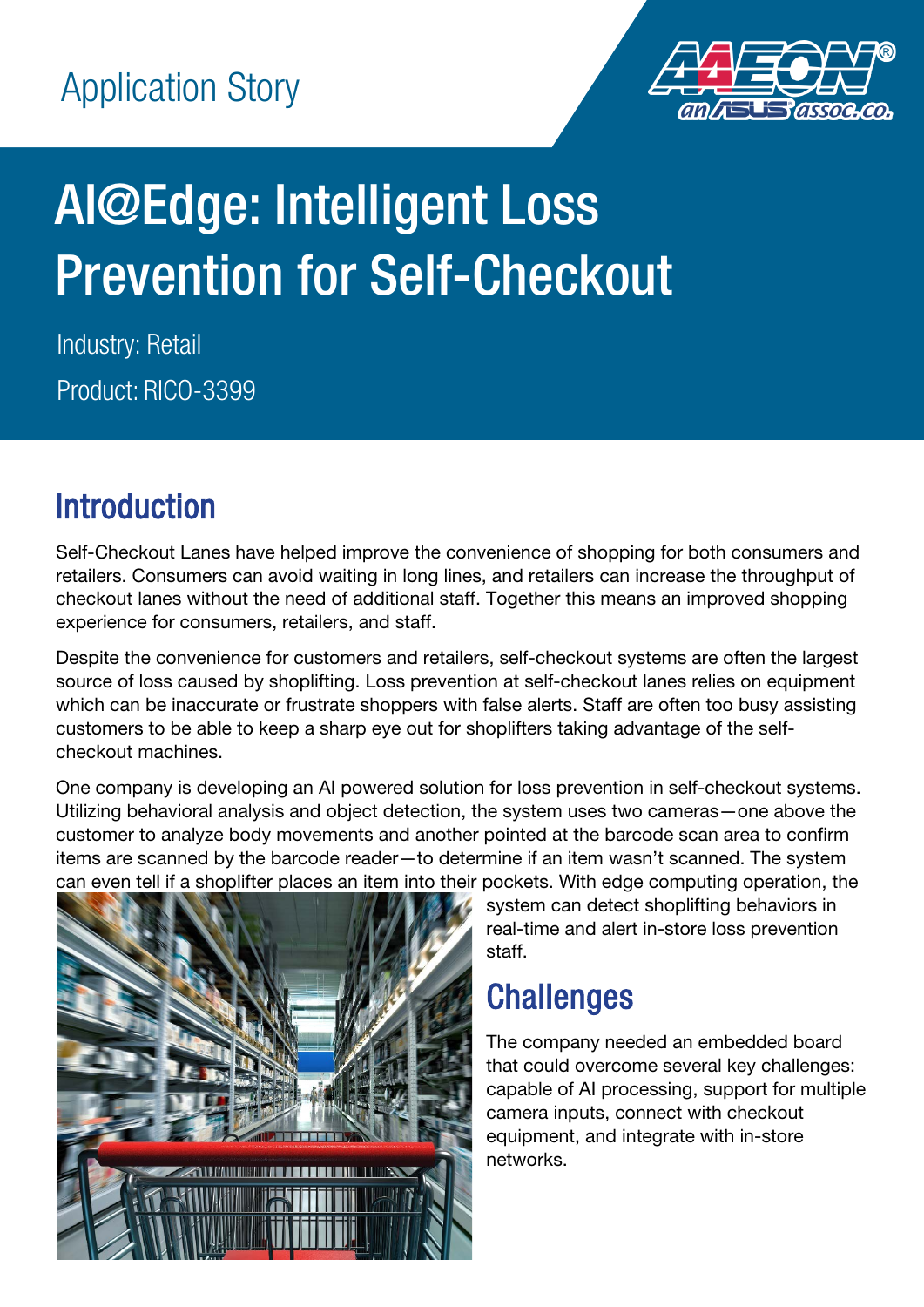Application Story

# AI@Edge: Intelligent Loss Prevention for Self-Checkout

Industry: Retail

Product: RICO-3399

## Introduction

Self-Checkout Lanes have helped improve the convenience of shopping for both consumers and retailers. Consumers can avoid waiting in long lines, and retailers can increase the throughput of checkout lanes without the need of additional staff. Together this means an improved shopping experience for consumers, retailers, and staff.

Despite the convenience for customers and retailers, self-checkout systems are often the largest source of loss caused by shoplifting. Loss prevention at self-checkout lanes relies on equipment which can be inaccurate or frustrate shoppers with false alerts. Staff are often too busy assisting customers to be able to keep a sharp eye out for shoplifters taking advantage of the self-checkout machines.

One company is developing an AI powered solution for loss prevention in self-checkout systems. Utilizing behavioral analysis and object detection, the system uses two cameras—one above the customer to analyze body movements and another pointed at the barcode scan area to confirm items are scanned by the barcode reader—to determine if an item wasn't scanned. The system can even tell if a shoplifter places an item into their pockets. With edge computing operation, the system can detect shoplifting behaviors in real-time and alert in-store loss prevention staff.

## Challenges

The company needed an embedded board that could overcome several key challenges: capable of AI processing, support for multiple camera inputs, connect with checkout equipment, and integrate with in-store networks.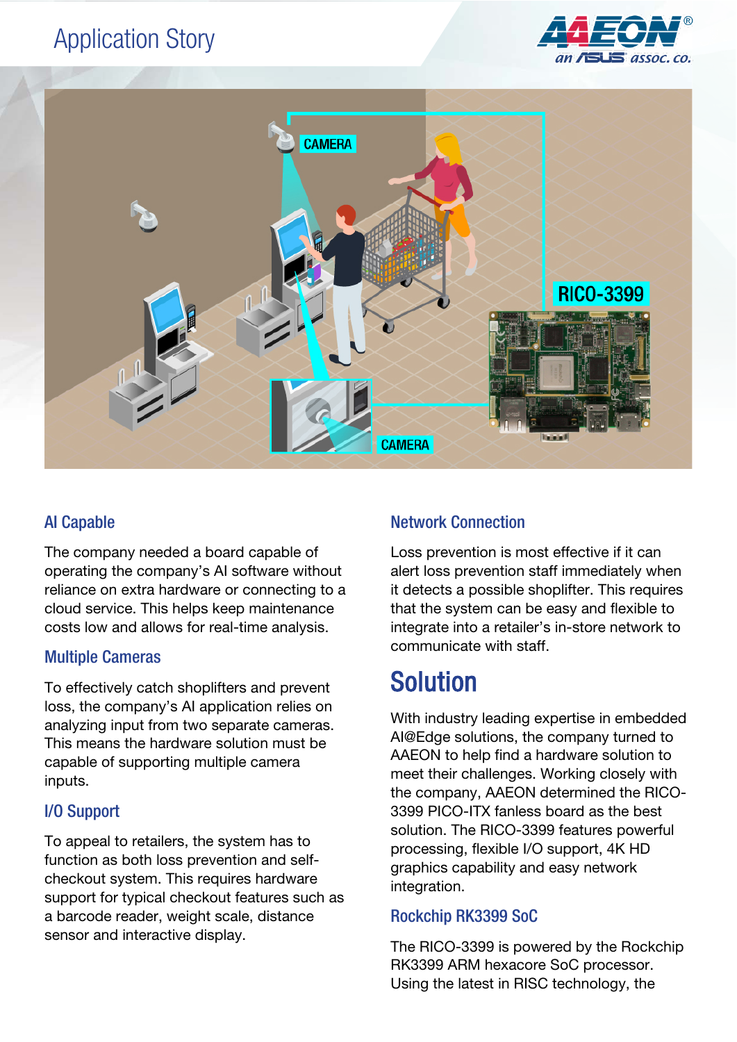## AI Capable

The company needed a board capable of operating the company's AI software without reliance on extra hardware or connecting to a cloud service. This helps keep maintenance costs low and allows for real-time analysis.

## Multiple Cameras

To effectively catch shoplifters and prevent loss, the company's AI application relies on analyzing input from two separate cameras. This means the hardware solution must be capable of supporting multiple camera inputs.

## I/O Support

To appeal to retailers, the system has to function as both loss prevention and self-checkout system. This requires hardware support for typical checkout features such as a barcode reader, weight scale, distance sensor and interactive display.

## Network Connection

Loss prevention is most effective if it can alert loss prevention staff immediately when it detects a possible shoplifter. This requires that the system can be easy and flexible to integrate into a retailer's in-store network to communicate with staff.

# Solution

With industry leading expertise in embedded AI@Edge solutions, the company turned to AAEON to help find a hardware solution to meet their challenges. Working closely with the company, AAEON determined the RICO-3399 PICO-ITX fanless board as the best solution. The RICO-3399 features powerful processing, flexible I/O support, 4K HD graphics capability and easy network integration.

## Rockchip RK3399 SoC

The RICO-3399 is powered by the Rockchip RK3399 ARM hexacore SoC processor. Using the latest in RISC technology, the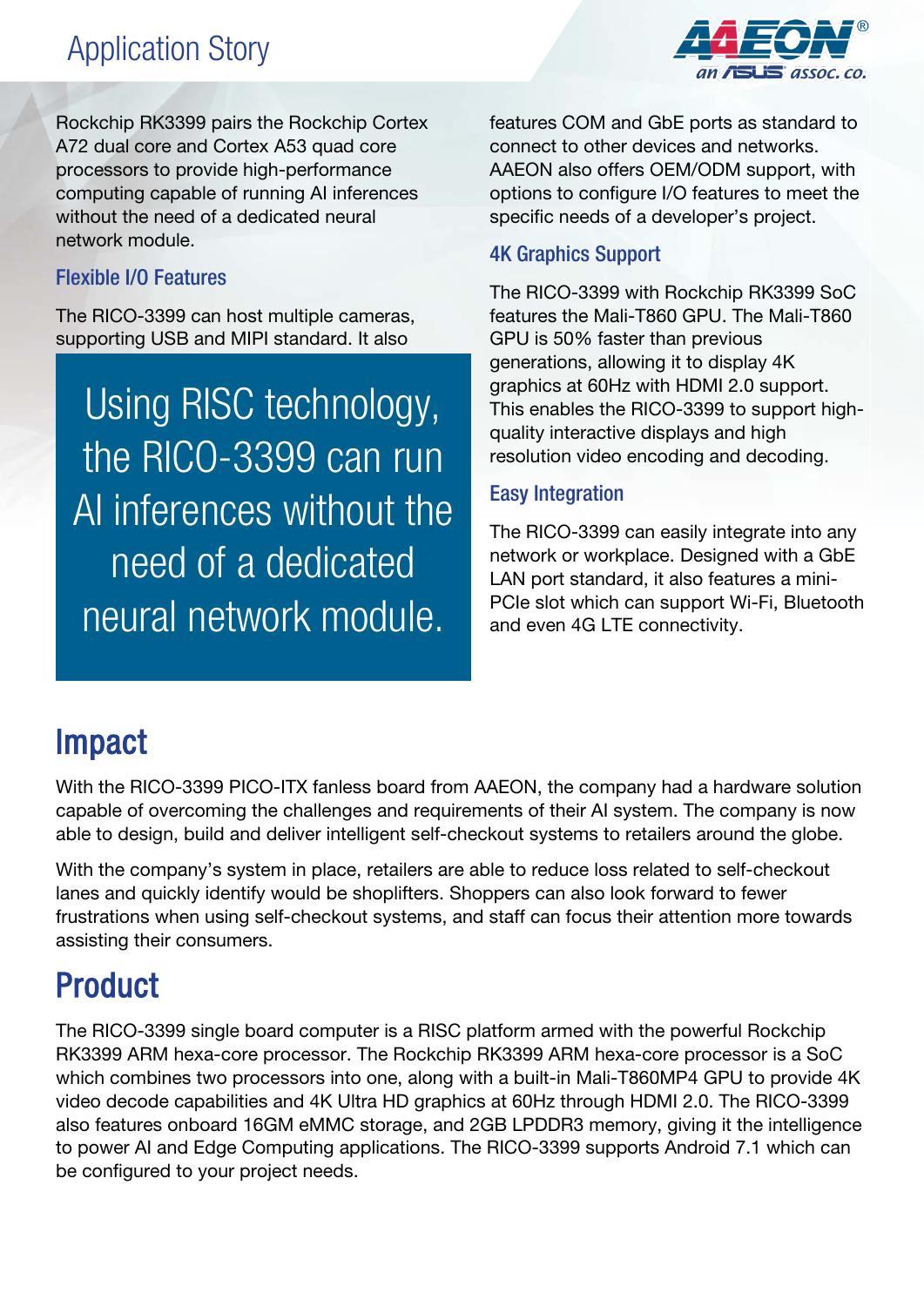Rockchip RK3399 pairs the Rockchip Cortex A72 dual core and Cortex A53 quad core processors to provide high-performance computing capable of running AI inferences without the need of a dedicated neural network module.

### Flexible I/O Features

The RICO-3399 can host multiple cameras, supporting USB and MIPI standard. It also features COM and GbE ports as standard to connect to other devices and networks. AAEON also offers OEM/ODM support, with options to configure I/O features to meet the specific needs of a developer's project.

> Using RISC technology, the RICO-3399 can run AI inferences without the need of a dedicated neural network module.

### 4K Graphics Support

The RICO-3399 with Rockchip RK3399 SoC features the Mali-T860 GPU. The Mali-T860 GPU is 50% faster than previous generations, allowing it to display 4K graphics at 60Hz with HDMI 2.0 support. This enables the RICO-3399 to support high-quality interactive displays and high resolution video encoding and decoding.

### Easy Integration

The RICO-3399 can easily integrate into any network or workplace. Designed with a GbE LAN port standard, it also features a mini-PCIe slot which can support Wi-Fi, Bluetooth and even 4G LTE connectivity.

## Impact

With the RICO-3399 PICO-ITX fanless board from AAEON, the company had a hardware solution capable of overcoming the challenges and requirements of their AI system. The company is now able to design, build and deliver intelligent self-checkout systems to retailers around the globe.

With the company's system in place, retailers are able to reduce loss related to self-checkout lanes and quickly identify would be shoplifters. Shoppers can also look forward to fewer frustrations when using self-checkout systems, and staff can focus their attention more towards assisting their consumers.

## Product

The RICO-3399 single board computer is a RISC platform armed with the powerful Rockchip RK3399 ARM hexa-core processor. The Rockchip RK3399 ARM hexa-core processor is a SoC which combines two processors into one, along with a built-in Mali-T860MP4 GPU to provide 4K video decode capabilities and 4K Ultra HD graphics at 60Hz through HDMI 2.0. The RICO-3399 also features onboard 16GM eMMC storage, and 2GB LPDDR3 memory, giving it the intelligence to power AI and Edge Computing applications. The RICO-3399 supports Android 7.1 which can be configured to your project needs.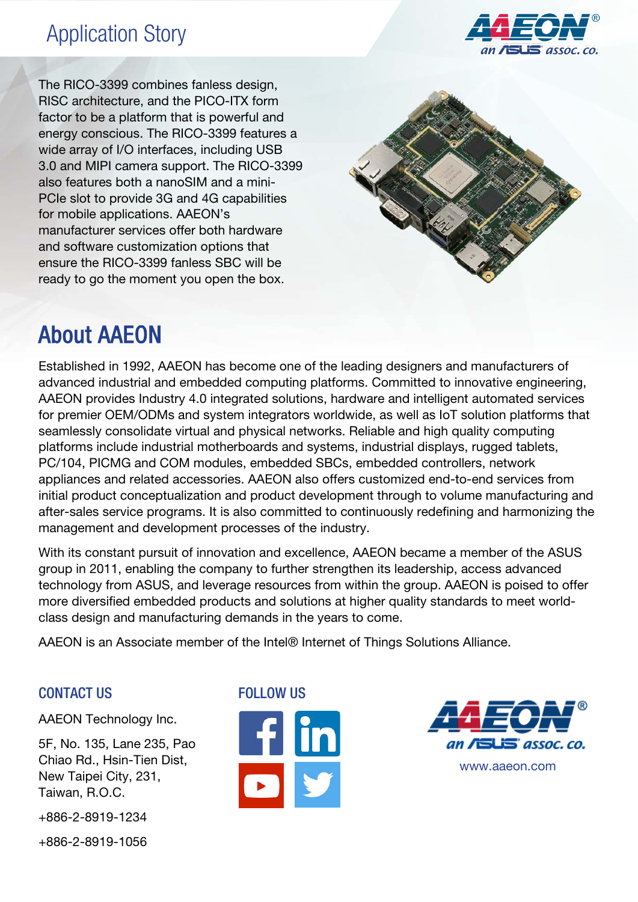# Application Story

The RICO-3399 combines fanless design, RISC architecture, and the PICO-ITX form factor to be a platform that is powerful and energy conscious. The RICO-3399 features a wide array of I/O interfaces, including USB 3.0 and MIPI camera support. The RICO-3399 also features both a nanoSIM and a mini-PCIe slot to provide 3G and 4G capabilities for mobile applications. AAEON's manufacturer services offer both hardware and software customization options that ensure the RICO-3399 fanless SBC will be ready to go the moment you open the box.

## About AAEON

Established in 1992, AAEON has become one of the leading designers and manufacturers of advanced industrial and embedded computing platforms. Committed to innovative engineering, AAEON provides Industry 4.0 integrated solutions, hardware and intelligent automated services for premier OEM/ODMs and system integrators worldwide, as well as IoT solution platforms that seamlessly consolidate virtual and physical networks. Reliable and high quality computing platforms include industrial motherboards and systems, industrial displays, rugged tablets, PC/104, PICMG and COM modules, embedded SBCs, embedded controllers, network appliances and related accessories. AAEON also offers customized end-to-end services from initial product conceptualization and product development through to volume manufacturing and after-sales service programs. It is also committed to continuously redefining and harmonizing the management and development processes of the industry.

With its constant pursuit of innovation and excellence, AAEON became a member of the ASUS group in 2011, enabling the company to further strengthen its leadership, access advanced technology from ASUS, and leverage resources from within the group. AAEON is poised to offer more diversified embedded products and solutions at higher quality standards to meet world-class design and manufacturing demands in the years to come.

AAEON is an Associate member of the Intel® Internet of Things Solutions Alliance.

### CONTACT US

AAEON Technology Inc.

5F, No. 135, Lane 235, Pao Chiao Rd., Hsin-Tien Dist, New Taipei City, 231, Taiwan, R.O.C.

+886-2-8919-1234

+886-2-8919-1056

### FOLLOW US

www.aaeon.com